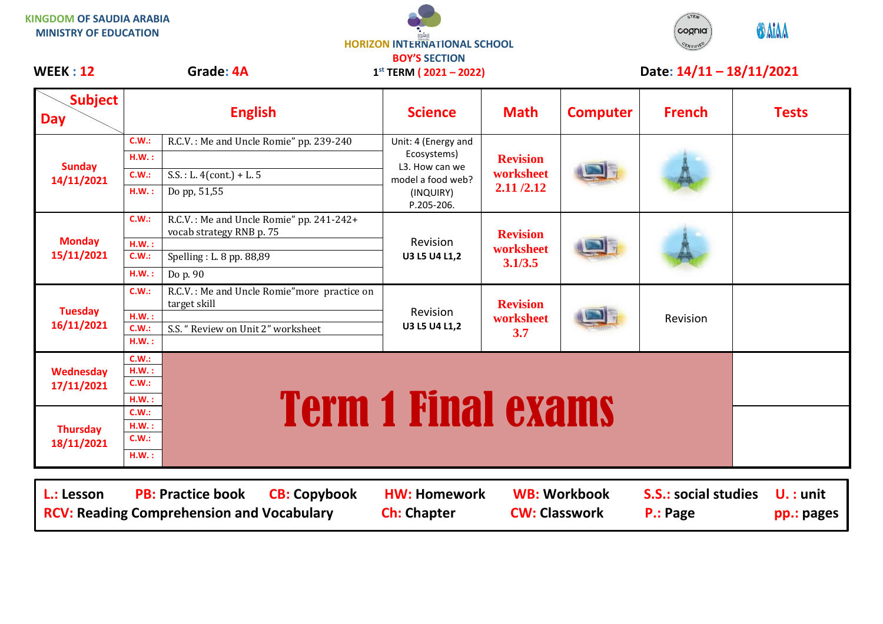KINGDOM OF SAUDIA ARABIA
MINISTRY OF EDUCATION

HORIZON INTERNATIONAL SCHOOL
BOY'S SECTION
1st TERM ( 2021 – 2022)

**WEEK : 12** **Grade: 4A** **Date: 14/11 – 18/11/2021**

| Day | | English | Science | Math | Computer | French | Tests |
|---|---|---|---|---|---|---|---|
| Sunday 14/11/2021 | C.W.: | R.C.V. : Me and Uncle Romie" pp. 239-240 | Unit: 4 (Energy and Ecosystems) L3. How can we model a food web? (INQUIRY) P.205-206. | Revision worksheet 2.11 /2.12 | | | |
| | H.W. : | | | | | | |
| | C.W.: | S.S. : L. 4(cont.) + L. 5 | | | | | |
| | H.W. : | Do pp, 51,55 | | | | | |
| Monday 15/11/2021 | C.W.: | R.C.V. : Me and Uncle Romie" pp. 241-242+ vocab strategy RNB p. 75 | Revision U3 L5 U4 L1,2 | Revision worksheet 3.1/3.5 | | | |
| | H.W. : | | | | | | |
| | C.W.: | Spelling : L. 8 pp. 88,89 | | | | | |
| | H.W. : | Do p. 90 | | | | | |
| Tuesday 16/11/2021 | C.W.: | R.C.V. : Me and Uncle Romie"more practice on target skill | Revision U3 L5 U4 L1,2 | Revision worksheet 3.7 | | Revision | |
| | H.W. : | | | | | | |
| | C.W.: | S.S. " Review on Unit 2" worksheet | | | | | |
| | H.W. : | | | | | | |
| Wednesday 17/11/2021 | C.W.: | Term 1 Final exams | | | | | |
| | H.W. : | | | | | | |
| | C.W.: | | | | | | |
| | H.W. : | | | | | | |
| Thursday 18/11/2021 | C.W.: | | | | | | |
| | H.W. : | | | | | | |
| | C.W.: | | | | | | |
| | H.W. : | | | | | | |

**L.: Lesson** **PB: Practice book** **CB: Copybook** **HW: Homework** **WB: Workbook** **S.S.: social studies** **U. : unit**
**RCV: Reading Comprehension and Vocabulary** **Ch: Chapter** **CW: Classwork** **P.: Page** **pp.: pages**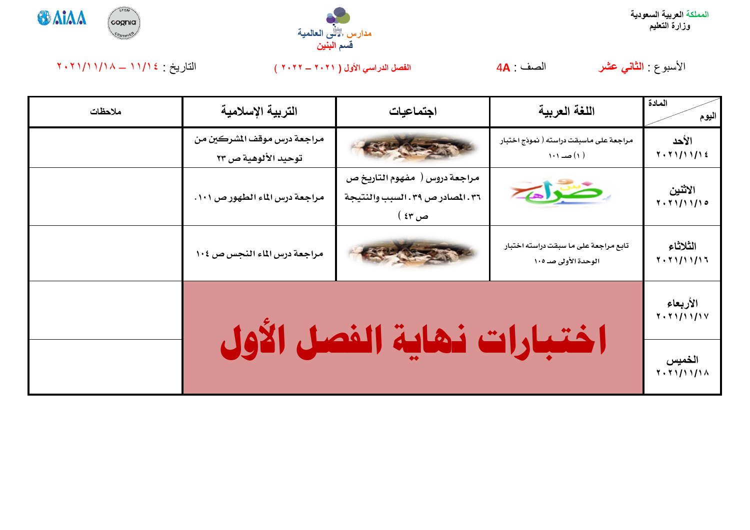المملكة العربية السعودية
وزارة التعليم

مدارس الأفق العالمية
قسم البنين

الأسبوع : الثاني عشر　　الصف : 4A　　الفصل الدراسي الأول ( ٢٠٢١ – ٢٠٢٢ )　　التاريخ : ١١/١٤ – ٢٠٢١/١١/١٨

| المادة / اليوم | اللغة العربية | اجتماعيات | التربية الإسلامية | ملاحظات |
|---|---|---|---|---|
| الأحد ٢٠٢١/١١/١٤ | مراجعة على ماسبقت دراسته ( نموذج اختبار (١) صـ ١٠١ | | مراجعة درس موقف المشركين من توحيد الألوهية ص ٢٣ | |
| الاثنين ٢٠٢١/١١/١٥ | | مراجعة دروس ( مفهوم التاريخ ص ٣٦ . المصادر ص ٣٩ . السبب والنتيجة ص ٤٣ ) | مراجعة درس الماء الطهور ص ١٠١. | |
| الثلاثاء ٢٠٢١/١١/١٦ | تابع مراجعة على ما سبقت دراسته اختبار الوحدة الأولى صـ ١٠٥ | | مراجعة درس الماء النجس ص ١٠٤ | |
| الأربعاء ٢٠٢١/١١/١٧ | اختبارات نهاية الفصل الأول | | | |
| الخميس ٢٠٢١/١١/١٨ | اختبارات نهاية الفصل الأول | | | |